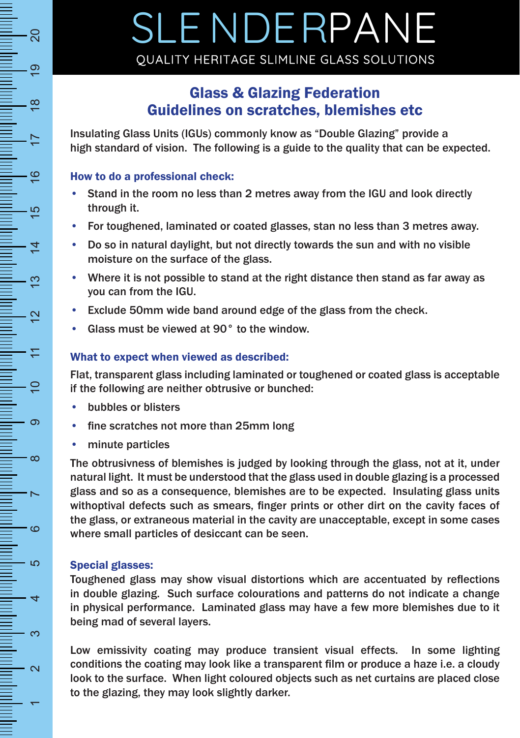# SLENDERPANE

QUALITY HERITAGE SLIMLINE GLASS SOLUTIONS

## Glass & Glazing Federation Guidelines on scratches, blemishes etc

Insulating Glass Units (IGUs) commonly know as "Double Glazing" provide a high standard of vision. The following is a guide to the quality that can be expected.

### How to do a professional check:

- Stand in the room no less than 2 metres away from the IGU and look directly through it.
- For toughened, laminated or coated glasses, stan no less than 3 metres away.
- Do so in natural daylight, but not directly towards the sun and with no visible moisture on the surface of the glass.
- Where it is not possible to stand at the right distance then stand as far away as you can from the IGU.
- Exclude 50mm wide band around edge of the glass from the check.
- Glass must be viewed at 90° to the window.

### What to expect when viewed as described:

Flat, transparent glass including laminated or toughened or coated glass is acceptable if the following are neither obtrusive or bunched:

- bubbles or blisters
- fine scratches not more than 25mm long
- minute particles

The obtrusivness of blemishes is judged by looking through the glass, not at it, under natural light. It must be understood that the glass used in double glazing is a processed glass and so as a consequence, blemishes are to be expected. Insulating glass units withoptival defects such as smears, finger prints or other dirt on the cavity faces of the glass, or extraneous material in the cavity are unacceptable, except in some cases where small particles of desiccant can be seen.

### Special glasses:

Toughened glass may show visual distortions which are accentuated by reflections in double glazing. Such surface colourations and patterns do not indicate a change in physical performance. Laminated glass may have a few more blemishes due to it being mad of several layers.

Low emissivity coating may produce transient visual effects. In some lighting conditions the coating may look like a transparent film or produce a haze i.e. a cloudy look to the surface. When light coloured objects such as net curtains are placed close to the glazing, they may look slightly darker.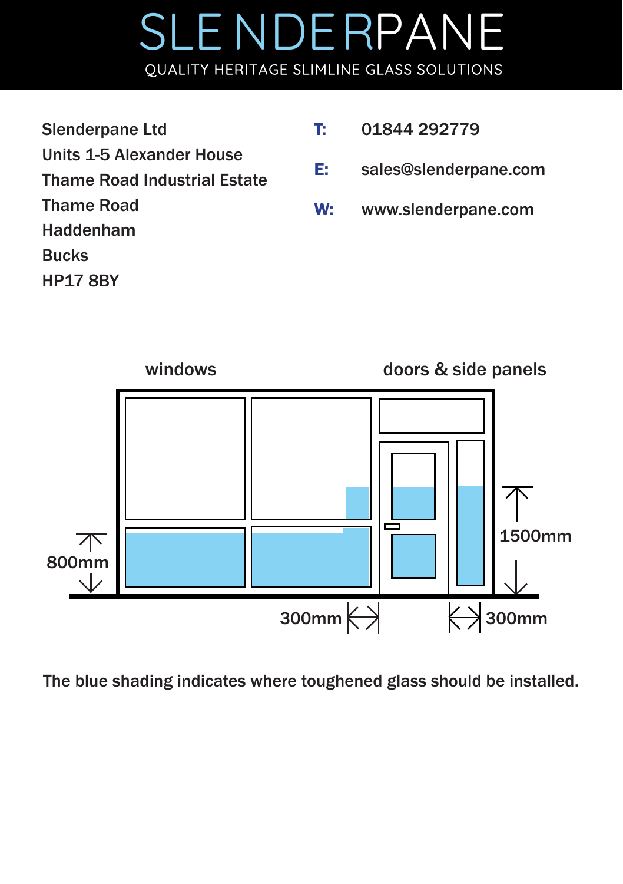# SLENDERPANE

QUALITY HERITAGE SLIMLINE GLASS SOLUTIONS

Slenderpane Ltd
Units 1-5 Alexander House
Thame Road Industrial Estate
Thame Road
Haddenham
Bucks
HP17 8BY

**T:** 01844 292779

**E:** sales@slenderpane.com

**W:** www.slenderpane.com

windows

doors & side panels

800mm

1500mm

300mm

300mm

The blue shading indicates where toughened glass should be installed.